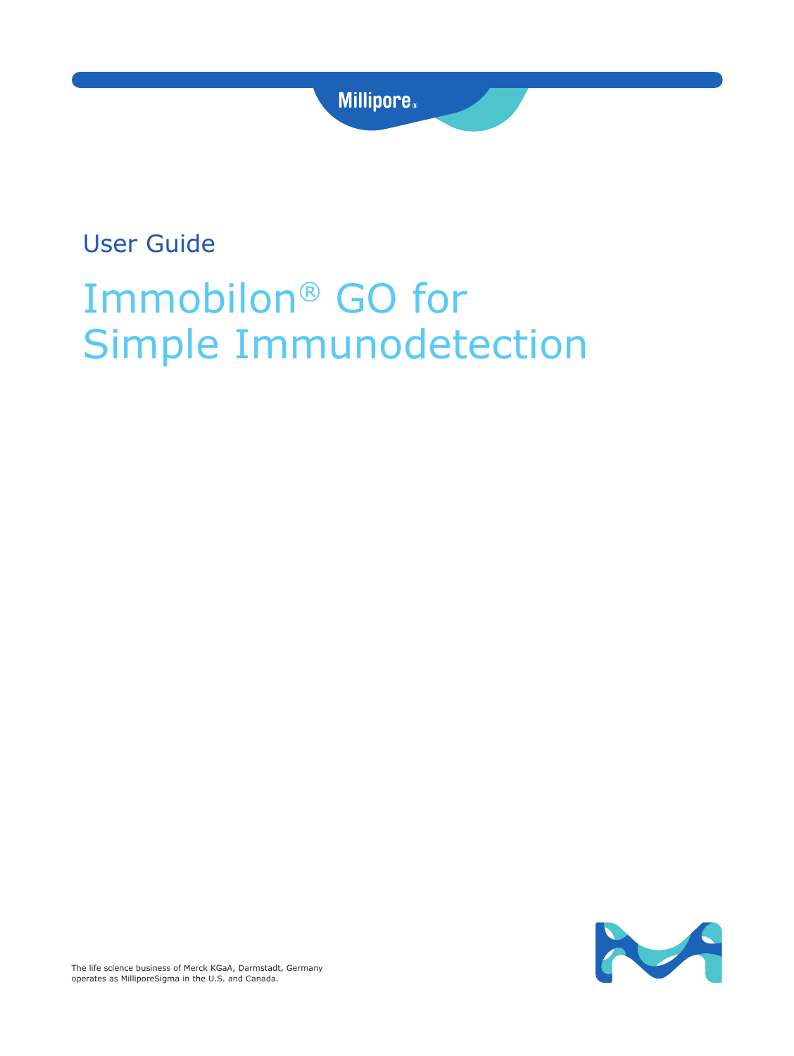Millipore®

User Guide

# Immobilon® GO for Simple Immunodetection

The life science business of Merck KGaA, Darmstadt, Germany operates as MilliporeSigma in the U.S. and Canada.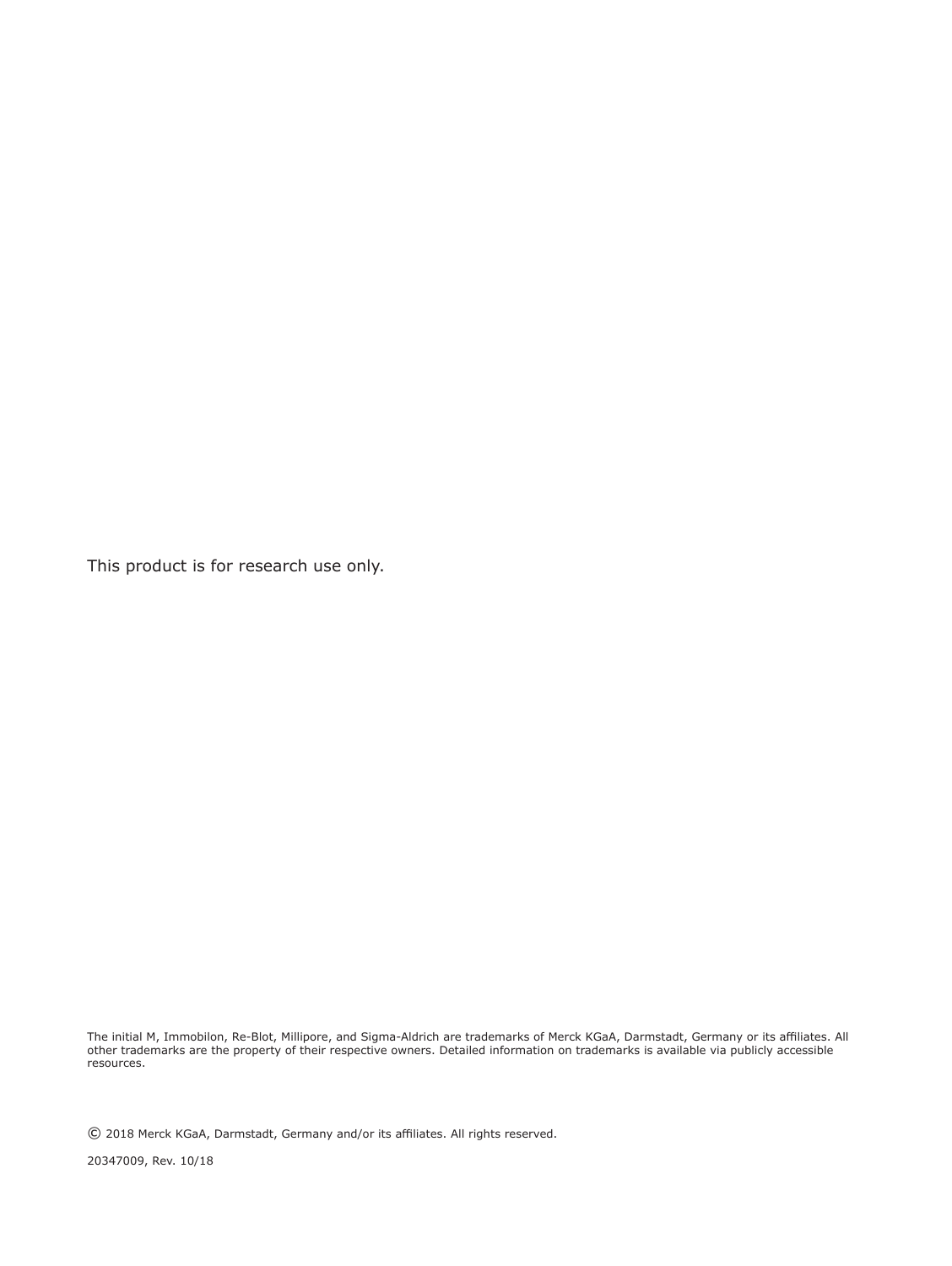This product is for research use only.

The initial M, Immobilon, Re-Blot, Millipore, and Sigma-Aldrich are trademarks of Merck KGaA, Darmstadt, Germany or its affiliates. All other trademarks are the property of their respective owners. Detailed information on trademarks is available via publicly accessible resources.

© 2018 Merck KGaA, Darmstadt, Germany and/or its affiliates. All rights reserved.

20347009, Rev. 10/18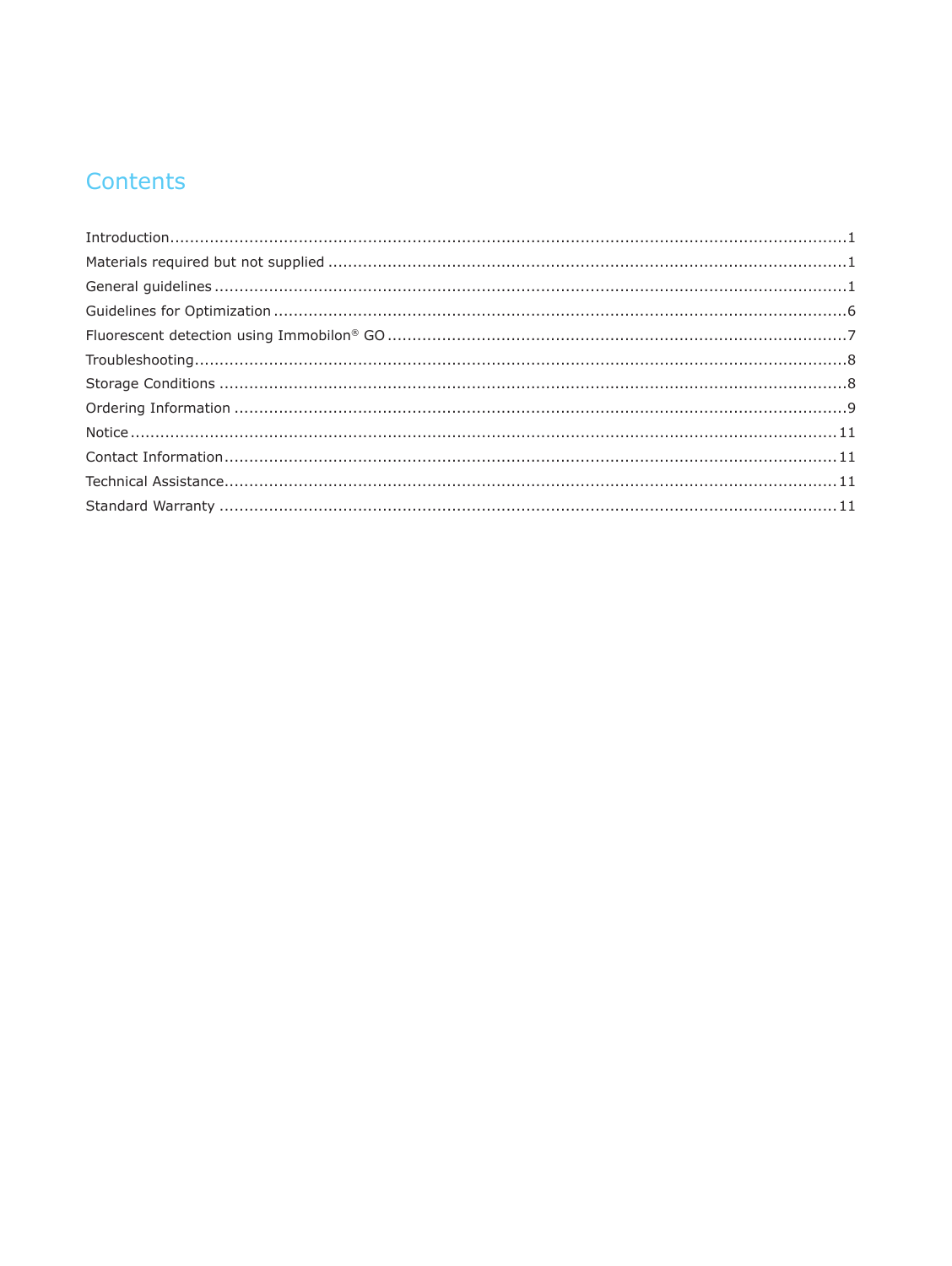# Contents

Introduction.....1

Materials required but not supplied.....1

General guidelines.....1

Guidelines for Optimization.....6

Fluorescent detection using Immobilon® GO.....7

Troubleshooting.....8

Storage Conditions.....8

Ordering Information.....9

Notice.....11

Contact Information.....11

Technical Assistance.....11

Standard Warranty.....11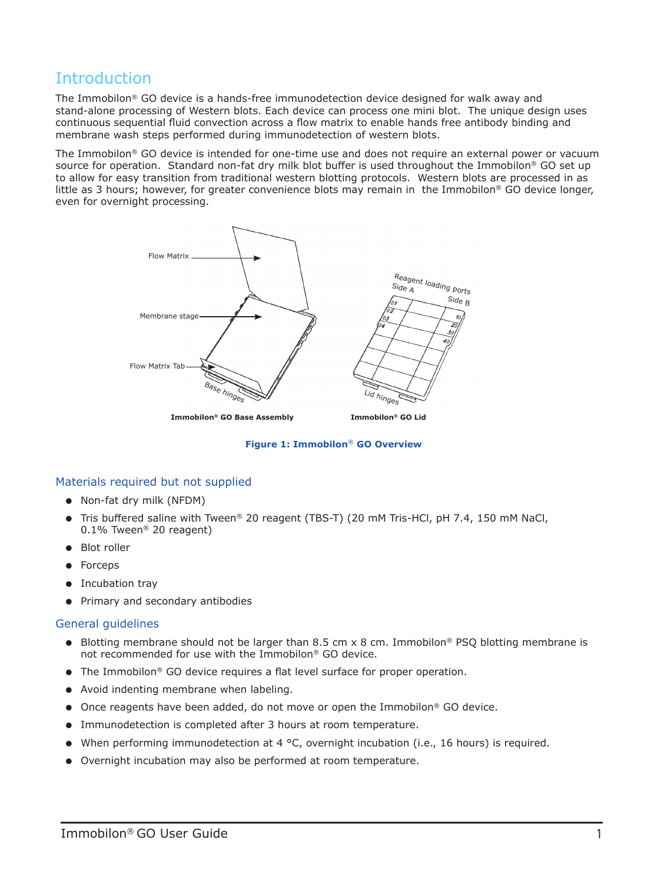# Introduction

The Immobilon® GO device is a hands-free immunodetection device designed for walk away and stand-alone processing of Western blots. Each device can process one mini blot. The unique design uses continuous sequential fluid convection across a flow matrix to enable hands free antibody binding and membrane wash steps performed during immunodetection of western blots.

The Immobilon® GO device is intended for one-time use and does not require an external power or vacuum source for operation. Standard non-fat dry milk blot buffer is used throughout the Immobilon® GO set up to allow for easy transition from traditional western blotting protocols. Western blots are processed in as little as 3 hours; however, for greater convenience blots may remain in the Immobilon® GO device longer, even for overnight processing.

**Immobilon® GO Base Assembly** **Immobilon® GO Lid**

**Figure 1: Immobilon® GO Overview**

## Materials required but not supplied

- Non-fat dry milk (NFDM)
- Tris buffered saline with Tween® 20 reagent (TBS-T) (20 mM Tris-HCl, pH 7.4, 150 mM NaCl, 0.1% Tween® 20 reagent)
- Blot roller
- Forceps
- Incubation tray
- Primary and secondary antibodies

## General guidelines

- Blotting membrane should not be larger than 8.5 cm x 8 cm. Immobilon® PSQ blotting membrane is not recommended for use with the Immobilon® GO device.
- The Immobilon® GO device requires a flat level surface for proper operation.
- Avoid indenting membrane when labeling.
- Once reagents have been added, do not move or open the Immobilon® GO device.
- Immunodetection is completed after 3 hours at room temperature.
- When performing immunodetection at 4 °C, overnight incubation (i.e., 16 hours) is required.
- Overnight incubation may also be performed at room temperature.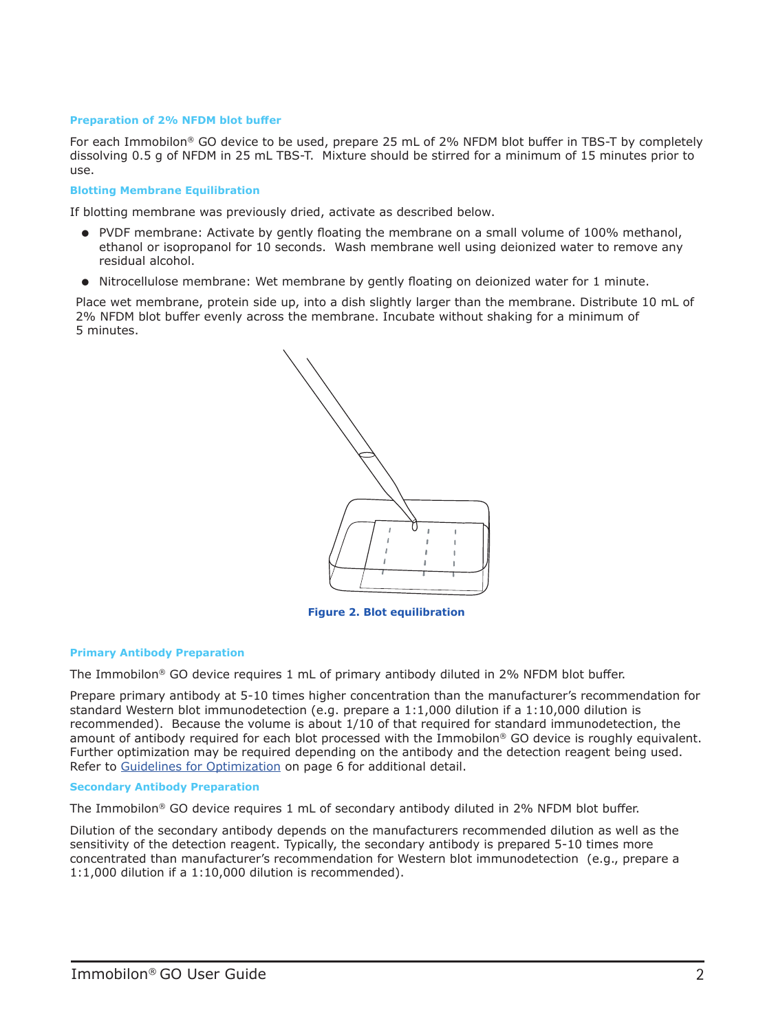### Preparation of 2% NFDM blot buffer

For each Immobilon® GO device to be used, prepare 25 mL of 2% NFDM blot buffer in TBS-T by completely dissolving 0.5 g of NFDM in 25 mL TBS-T. Mixture should be stirred for a minimum of 15 minutes prior to use.

### Blotting Membrane Equilibration

If blotting membrane was previously dried, activate as described below.

- PVDF membrane: Activate by gently floating the membrane on a small volume of 100% methanol, ethanol or isopropanol for 10 seconds. Wash membrane well using deionized water to remove any residual alcohol.
- Nitrocellulose membrane: Wet membrane by gently floating on deionized water for 1 minute.

Place wet membrane, protein side up, into a dish slightly larger than the membrane. Distribute 10 mL of 2% NFDM blot buffer evenly across the membrane. Incubate without shaking for a minimum of 5 minutes.

**Figure 2. Blot equilibration**

### Primary Antibody Preparation

The Immobilon® GO device requires 1 mL of primary antibody diluted in 2% NFDM blot buffer.

Prepare primary antibody at 5-10 times higher concentration than the manufacturer's recommendation for standard Western blot immunodetection (e.g. prepare a 1:1,000 dilution if a 1:10,000 dilution is recommended). Because the volume is about 1/10 of that required for standard immunodetection, the amount of antibody required for each blot processed with the Immobilon® GO device is roughly equivalent. Further optimization may be required depending on the antibody and the detection reagent being used. Refer to Guidelines for Optimization on page 6 for additional detail.

### Secondary Antibody Preparation

The Immobilon® GO device requires 1 mL of secondary antibody diluted in 2% NFDM blot buffer.

Dilution of the secondary antibody depends on the manufacturers recommended dilution as well as the sensitivity of the detection reagent. Typically, the secondary antibody is prepared 5-10 times more concentrated than manufacturer's recommendation for Western blot immunodetection (e.g., prepare a 1:1,000 dilution if a 1:10,000 dilution is recommended).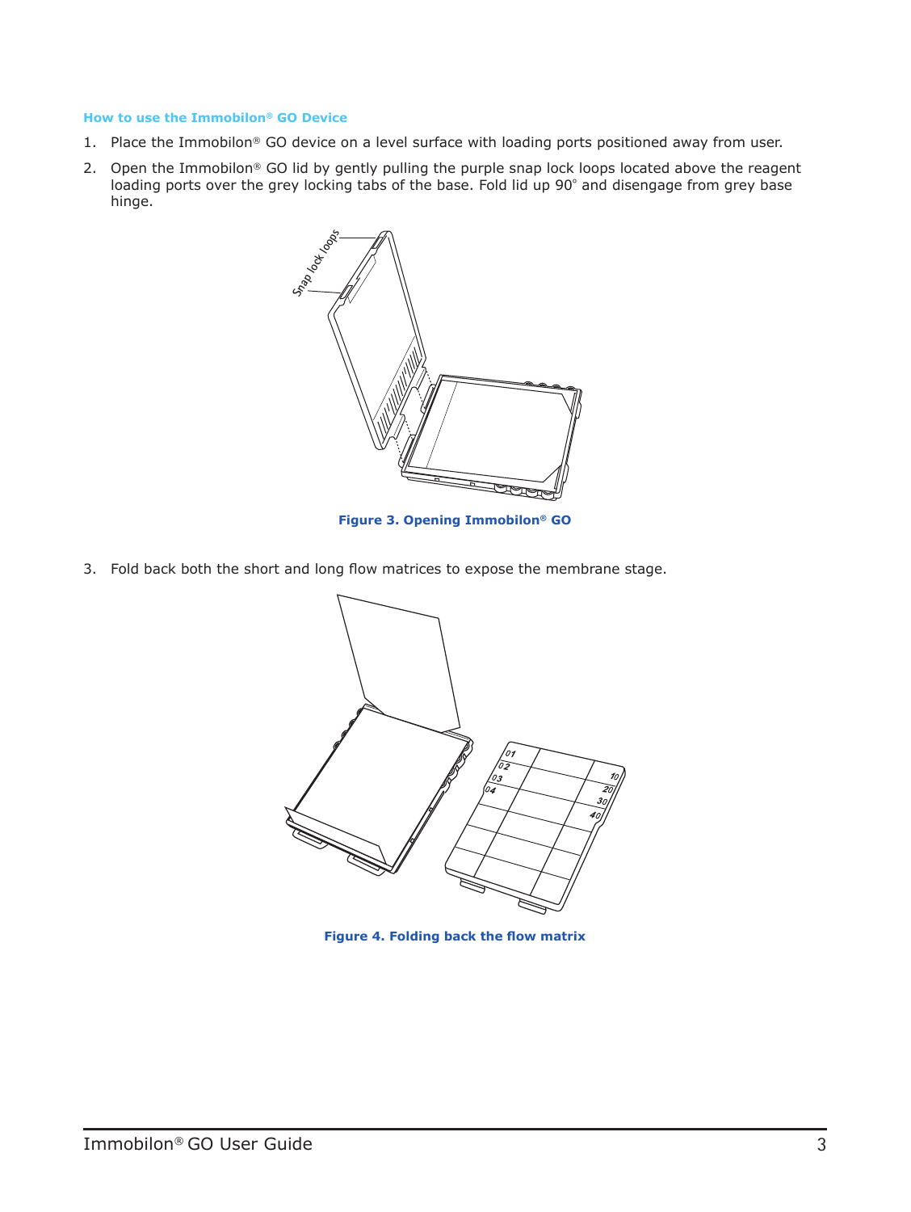### How to use the Immobilon® GO Device

1. Place the Immobilon® GO device on a level surface with loading ports positioned away from user.
2. Open the Immobilon® GO lid by gently pulling the purple snap lock loops located above the reagent loading ports over the grey locking tabs of the base. Fold lid up 90° and disengage from grey base hinge.

**Figure 3. Opening Immobilon® GO**

3. Fold back both the short and long flow matrices to expose the membrane stage.

**Figure 4. Folding back the flow matrix**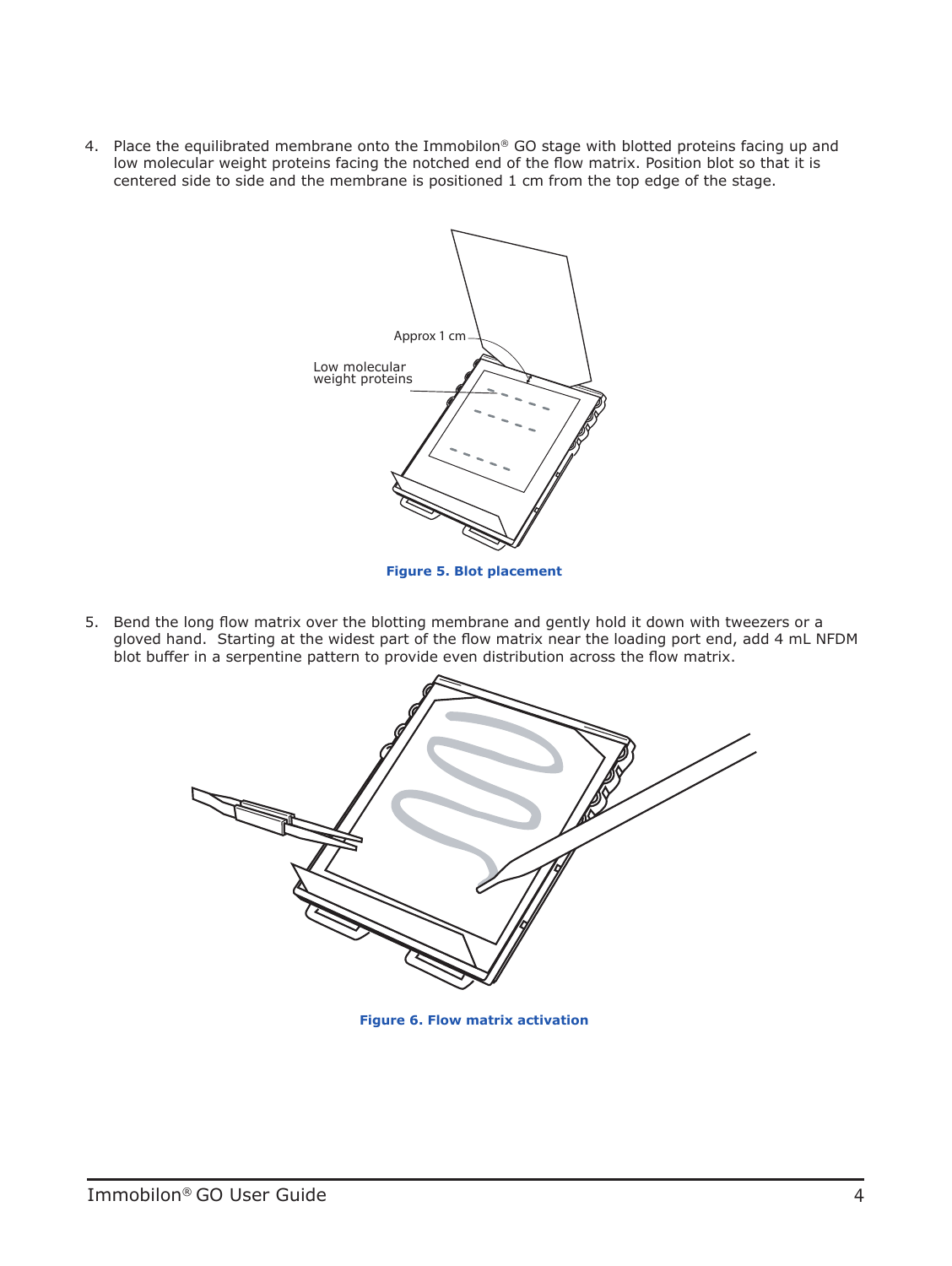4. Place the equilibrated membrane onto the Immobilon® GO stage with blotted proteins facing up and low molecular weight proteins facing the notched end of the flow matrix. Position blot so that it is centered side to side and the membrane is positioned 1 cm from the top edge of the stage.

Approx 1 cm

Low molecular weight proteins

**Figure 5. Blot placement**

5. Bend the long flow matrix over the blotting membrane and gently hold it down with tweezers or a gloved hand. Starting at the widest part of the flow matrix near the loading port end, add 4 mL NFDM blot buffer in a serpentine pattern to provide even distribution across the flow matrix.

**Figure 6. Flow matrix activation**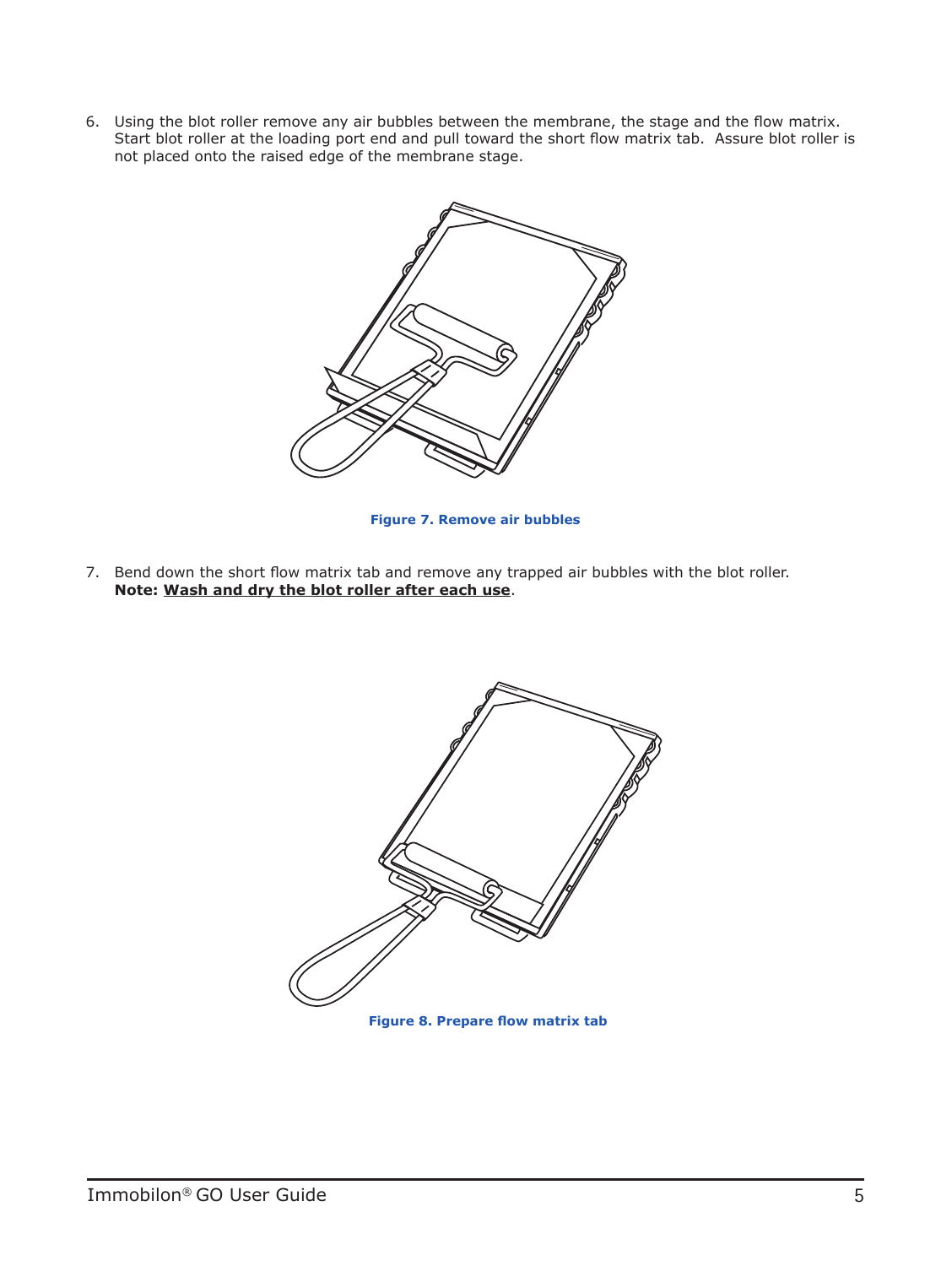6. Using the blot roller remove any air bubbles between the membrane, the stage and the flow matrix. Start blot roller at the loading port end and pull toward the short flow matrix tab. Assure blot roller is not placed onto the raised edge of the membrane stage.

**Figure 7. Remove air bubbles**

7. Bend down the short flow matrix tab and remove any trapped air bubbles with the blot roller.
   **Note: Wash and dry the blot roller after each use**.

**Figure 8. Prepare flow matrix tab**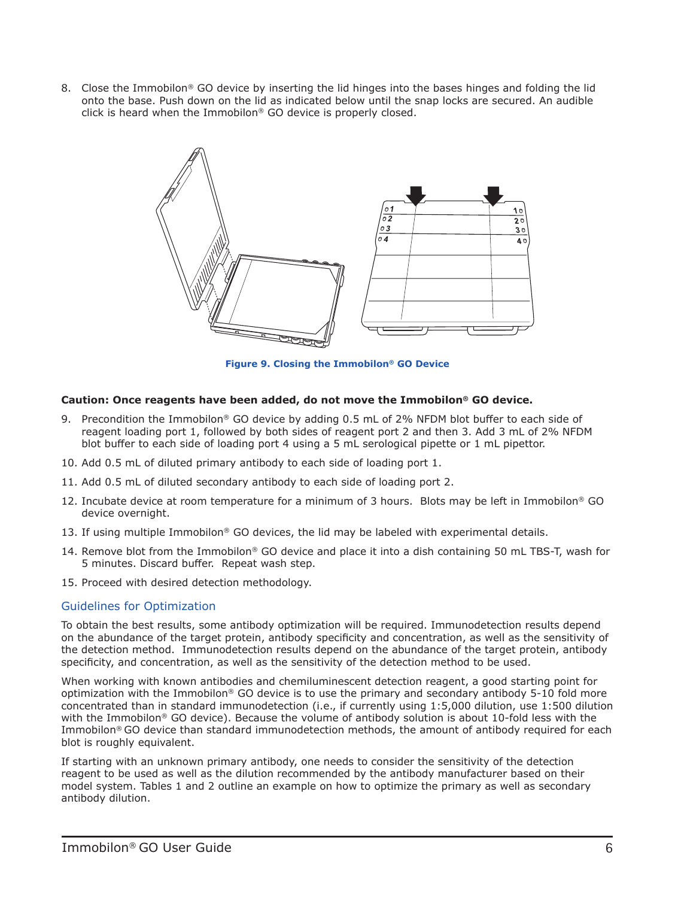8. Close the Immobilon® GO device by inserting the lid hinges into the bases hinges and folding the lid onto the base. Push down on the lid as indicated below until the snap locks are secured. An audible click is heard when the Immobilon® GO device is properly closed.

**Figure 9. Closing the Immobilon® GO Device**

**Caution: Once reagents have been added, do not move the Immobilon® GO device.**

9. Precondition the Immobilon® GO device by adding 0.5 mL of 2% NFDM blot buffer to each side of reagent loading port 1, followed by both sides of reagent port 2 and then 3. Add 3 mL of 2% NFDM blot buffer to each side of loading port 4 using a 5 mL serological pipette or 1 mL pipettor.
10. Add 0.5 mL of diluted primary antibody to each side of loading port 1.
11. Add 0.5 mL of diluted secondary antibody to each side of loading port 2.
12. Incubate device at room temperature for a minimum of 3 hours. Blots may be left in Immobilon® GO device overnight.
13. If using multiple Immobilon® GO devices, the lid may be labeled with experimental details.
14. Remove blot from the Immobilon® GO device and place it into a dish containing 50 mL TBS-T, wash for 5 minutes. Discard buffer. Repeat wash step.
15. Proceed with desired detection methodology.

## Guidelines for Optimization

To obtain the best results, some antibody optimization will be required. Immunodetection results depend on the abundance of the target protein, antibody specificity and concentration, as well as the sensitivity of the detection method. Immunodetection results depend on the abundance of the target protein, antibody specificity, and concentration, as well as the sensitivity of the detection method to be used.

When working with known antibodies and chemiluminescent detection reagent, a good starting point for optimization with the Immobilon® GO device is to use the primary and secondary antibody 5-10 fold more concentrated than in standard immunodetection (i.e., if currently using 1:5,000 dilution, use 1:500 dilution with the Immobilon® GO device). Because the volume of antibody solution is about 10-fold less with the Immobilon® GO device than standard immunodetection methods, the amount of antibody required for each blot is roughly equivalent.

If starting with an unknown primary antibody, one needs to consider the sensitivity of the detection reagent to be used as well as the dilution recommended by the antibody manufacturer based on their model system. Tables 1 and 2 outline an example on how to optimize the primary as well as secondary antibody dilution.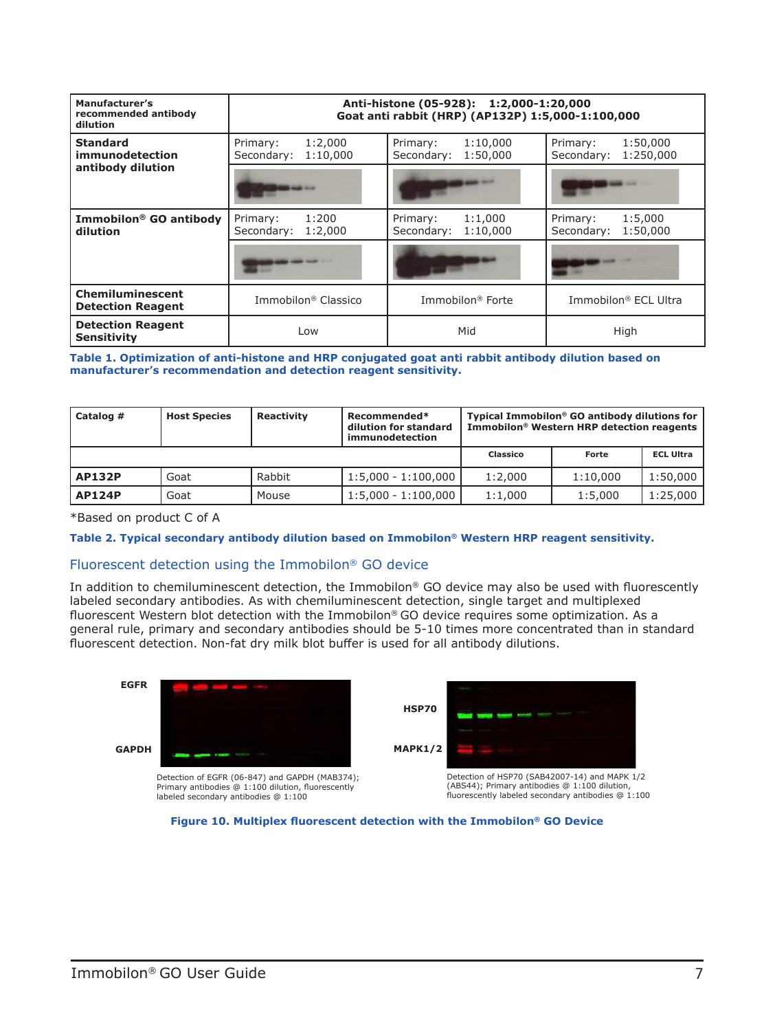| Manufacturer's recommended antibody dilution | Anti-histone (05-928): 1:2,000-1:20,000<br>Goat anti rabbit (HRP) (AP132P) 1:5,000-1:100,000 | | |
|---|---|---|---|
| **Standard immunodetection antibody dilution** | Primary: 1:2,000<br>Secondary: 1:10,000 | Primary: 1:10,000<br>Secondary: 1:50,000 | Primary: 1:50,000<br>Secondary: 1:250,000 |
| **Immobilon® GO antibody dilution** | Primary: 1:200<br>Secondary: 1:2,000 | Primary: 1:1,000<br>Secondary: 1:10,000 | Primary: 1:5,000<br>Secondary: 1:50,000 |
| **Chemiluminescent Detection Reagent** | Immobilon® Classico | Immobilon® Forte | Immobilon® ECL Ultra |
| **Detection Reagent Sensitivity** | Low | Mid | High |

**Table 1. Optimization of anti-histone and HRP conjugated goat anti rabbit antibody dilution based on manufacturer's recommendation and detection reagent sensitivity.**

| Catalog # | Host Species | Reactivity | Recommended* dilution for standard immunodetection | Typical Immobilon® GO antibody dilutions for Immobilon® Western HRP detection reagents | | |
|---|---|---|---|---|---|---|
| | | | | Classico | Forte | ECL Ultra |
| **AP132P** | Goat | Rabbit | 1:5,000 - 1:100,000 | 1:2,000 | 1:10,000 | 1:50,000 |
| **AP124P** | Goat | Mouse | 1:5,000 - 1:100,000 | 1:1,000 | 1:5,000 | 1:25,000 |

*Based on product C of A

**Table 2. Typical secondary antibody dilution based on Immobilon® Western HRP reagent sensitivity.**

## Fluorescent detection using the Immobilon® GO device

In addition to chemiluminescent detection, the Immobilon® GO device may also be used with fluorescently labeled secondary antibodies. As with chemiluminescent detection, single target and multiplexed fluorescent Western blot detection with the Immobilon® GO device requires some optimization. As a general rule, primary and secondary antibodies should be 5-10 times more concentrated than in standard fluorescent detection. Non-fat dry milk blot buffer is used for all antibody dilutions.

EGFR

GAPDH

Detection of EGFR (06-847) and GAPDH (MAB374); Primary antibodies @ 1:100 dilution, fluorescently labeled secondary antibodies @ 1:100

HSP70

MAPK1/2

Detection of HSP70 (SAB42007-14) and MAPK 1/2 (ABS44); Primary antibodies @ 1:100 dilution, fluorescently labeled secondary antibodies @ 1:100

**Figure 10. Multiplex fluorescent detection with the Immobilon® GO Device**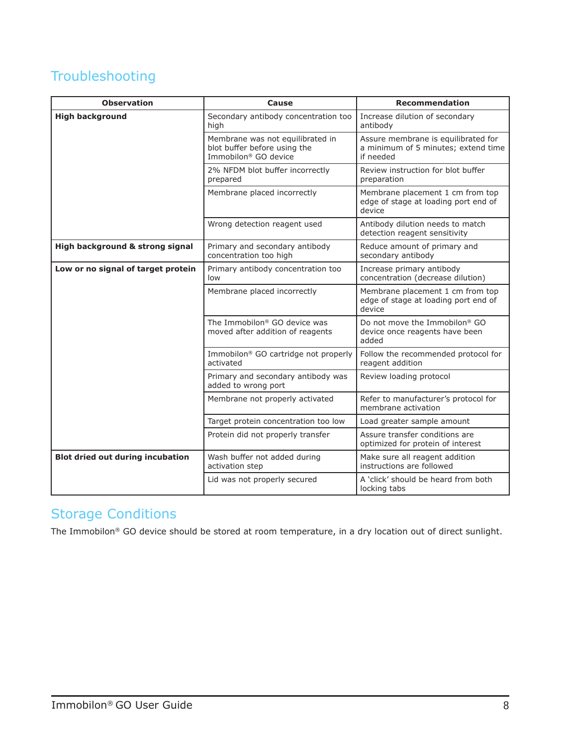## Troubleshooting

| Observation | Cause | Recommendation |
|---|---|---|
| **High background** | Secondary antibody concentration too high | Increase dilution of secondary antibody |
| | Membrane was not equilibrated in blot buffer before using the Immobilon® GO device | Assure membrane is equilibrated for a minimum of 5 minutes; extend time if needed |
| | 2% NFDM blot buffer incorrectly prepared | Review instruction for blot buffer preparation |
| | Membrane placed incorrectly | Membrane placement 1 cm from top edge of stage at loading port end of device |
| | Wrong detection reagent used | Antibody dilution needs to match detection reagent sensitivity |
| **High background & strong signal** | Primary and secondary antibody concentration too high | Reduce amount of primary and secondary antibody |
| **Low or no signal of target protein** | Primary antibody concentration too low | Increase primary antibody concentration (decrease dilution) |
| | Membrane placed incorrectly | Membrane placement 1 cm from top edge of stage at loading port end of device |
| | The Immobilon® GO device was moved after addition of reagents | Do not move the Immobilon® GO device once reagents have been added |
| | Immobilon® GO cartridge not properly activated | Follow the recommended protocol for reagent addition |
| | Primary and secondary antibody was added to wrong port | Review loading protocol |
| | Membrane not properly activated | Refer to manufacturer's protocol for membrane activation |
| | Target protein concentration too low | Load greater sample amount |
| | Protein did not properly transfer | Assure transfer conditions are optimized for protein of interest |
| **Blot dried out during incubation** | Wash buffer not added during activation step | Make sure all reagent addition instructions are followed |
| | Lid was not properly secured | A 'click' should be heard from both locking tabs |

## Storage Conditions

The Immobilon® GO device should be stored at room temperature, in a dry location out of direct sunlight.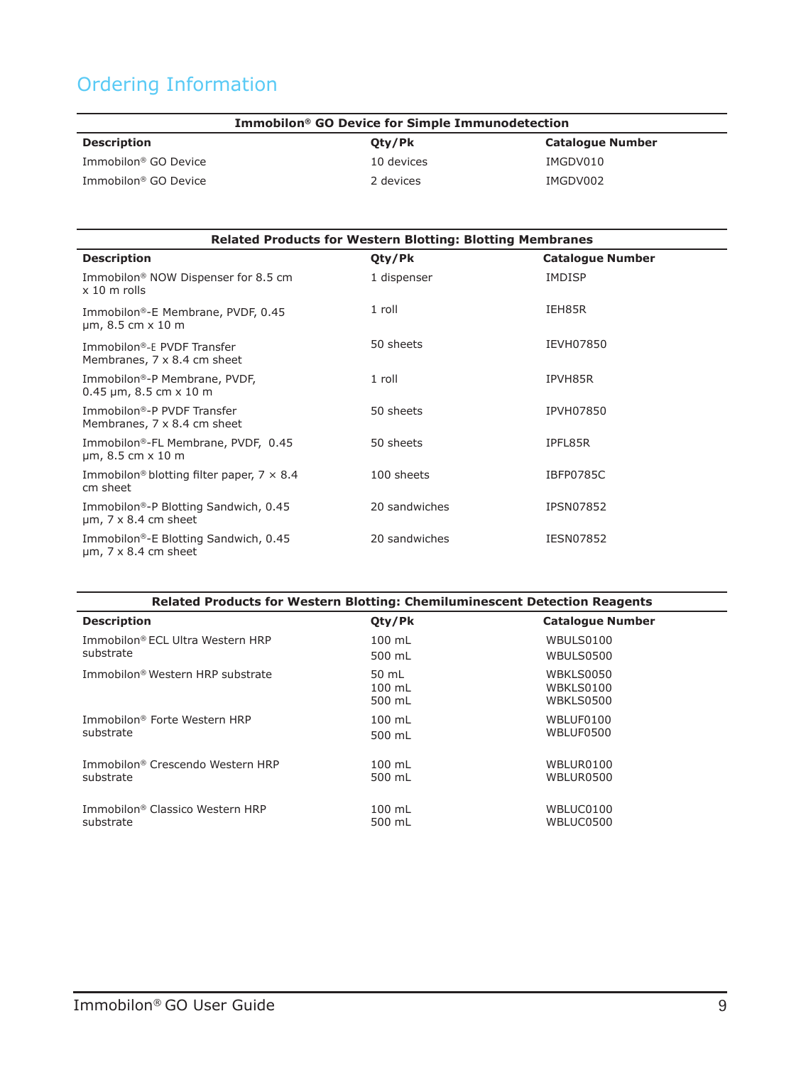# Ordering Information

| Immobilon® GO Device for Simple Immunodetection | | |
|---|---|---|
| **Description** | **Qty/Pk** | **Catalogue Number** |
| Immobilon® GO Device | 10 devices | IMGDV010 |
| Immobilon® GO Device | 2 devices | IMGDV002 |

| Related Products for Western Blotting: Blotting Membranes | | |
|---|---|---|
| **Description** | **Qty/Pk** | **Catalogue Number** |
| Immobilon® NOW Dispenser for 8.5 cm x 10 m rolls | 1 dispenser | IMDISP |
| Immobilon®-E Membrane, PVDF, 0.45 µm, 8.5 cm x 10 m | 1 roll | IEH85R |
| Immobilon®-E PVDF Transfer Membranes, 7 x 8.4 cm sheet | 50 sheets | IEVH07850 |
| Immobilon®-P Membrane, PVDF, 0.45 µm, 8.5 cm x 10 m | 1 roll | IPVH85R |
| Immobilon®-P PVDF Transfer Membranes, 7 x 8.4 cm sheet | 50 sheets | IPVH07850 |
| Immobilon®-FL Membrane, PVDF, 0.45 µm, 8.5 cm x 10 m | 50 sheets | IPFL85R |
| Immobilon® blotting filter paper, 7 × 8.4 cm sheet | 100 sheets | IBFP0785C |
| Immobilon®-P Blotting Sandwich, 0.45 µm, 7 x 8.4 cm sheet | 20 sandwiches | IPSN07852 |
| Immobilon®-E Blotting Sandwich, 0.45 µm, 7 x 8.4 cm sheet | 20 sandwiches | IESN07852 |

| Related Products for Western Blotting: Chemiluminescent Detection Reagents | | |
|---|---|---|
| **Description** | **Qty/Pk** | **Catalogue Number** |
| Immobilon® ECL Ultra Western HRP substrate | 100 mL<br>500 mL | WBULS0100<br>WBULS0500 |
| Immobilon® Western HRP substrate | 50 mL<br>100 mL<br>500 mL | WBKLS0050<br>WBKLS0100<br>WBKLS0500 |
| Immobilon® Forte Western HRP substrate | 100 mL<br>500 mL | WBLUF0100<br>WBLUF0500 |
| Immobilon® Crescendo Western HRP substrate | 100 mL<br>500 mL | WBLUR0100<br>WBLUR0500 |
| Immobilon® Classico Western HRP substrate | 100 mL<br>500 mL | WBLUC0100<br>WBLUC0500 |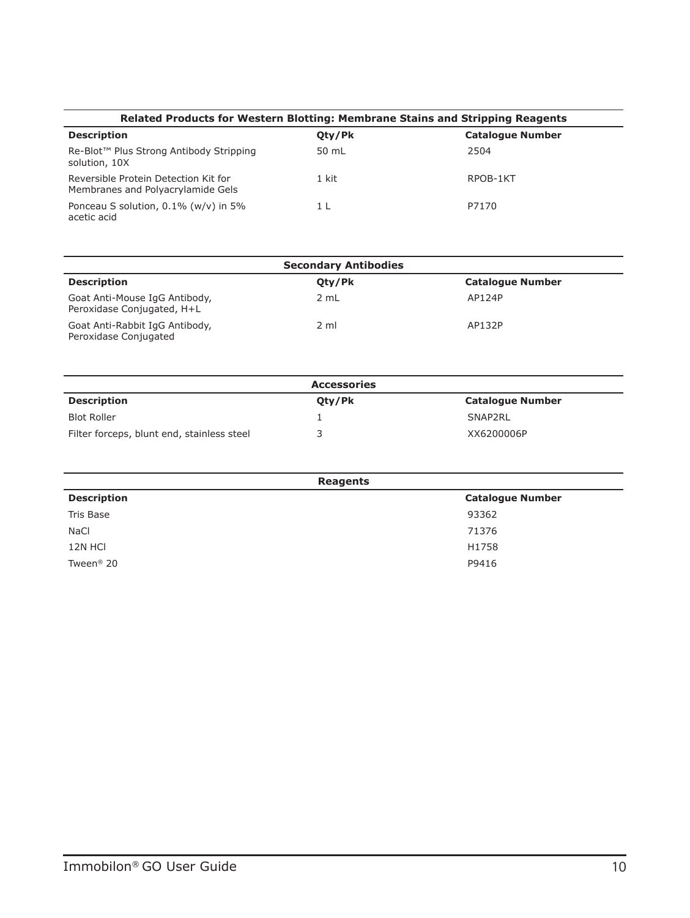| Related Products for Western Blotting: Membrane Stains and Stripping Reagents | | |
|---|---|---|
| **Description** | **Qty/Pk** | **Catalogue Number** |
| Re-Blot™ Plus Strong Antibody Stripping solution, 10X | 50 mL | 2504 |
| Reversible Protein Detection Kit for Membranes and Polyacrylamide Gels | 1 kit | RPOB-1KT |
| Ponceau S solution, 0.1% (w/v) in 5% acetic acid | 1 L | P7170 |

| Secondary Antibodies | | |
|---|---|---|
| **Description** | **Qty/Pk** | **Catalogue Number** |
| Goat Anti-Mouse IgG Antibody, Peroxidase Conjugated, H+L | 2 mL | AP124P |
| Goat Anti-Rabbit IgG Antibody, Peroxidase Conjugated | 2 ml | AP132P |

| Accessories | | |
|---|---|---|
| **Description** | **Qty/Pk** | **Catalogue Number** |
| Blot Roller | 1 | SNAP2RL |
| Filter forceps, blunt end, stainless steel | 3 | XX6200006P |

| Reagents | |
|---|---|
| **Description** | **Catalogue Number** |
| Tris Base | 93362 |
| NaCl | 71376 |
| 12N HCl | H1758 |
| Tween® 20 | P9416 |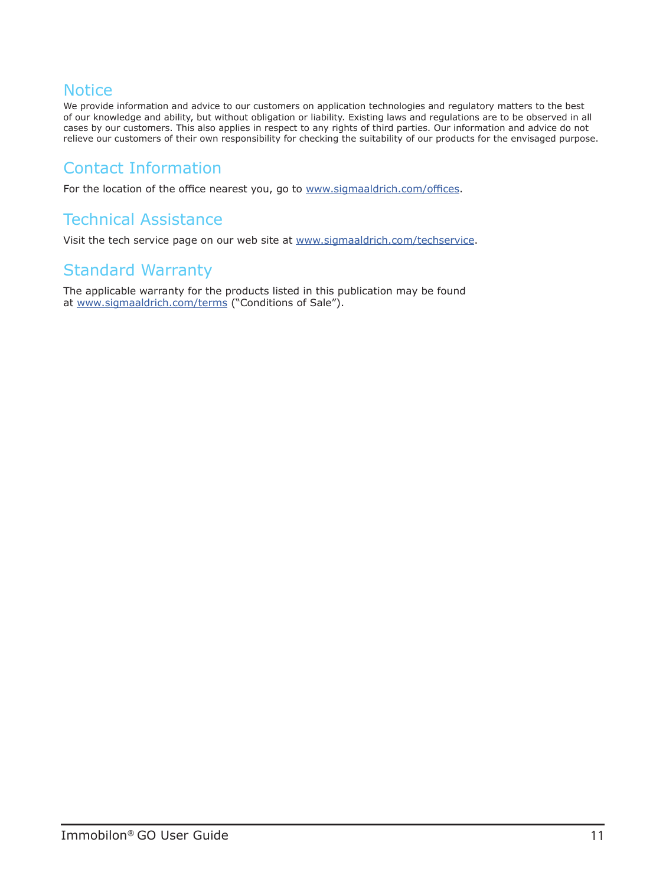## Notice

We provide information and advice to our customers on application technologies and regulatory matters to the best of our knowledge and ability, but without obligation or liability. Existing laws and regulations are to be observed in all cases by our customers. This also applies in respect to any rights of third parties. Our information and advice do not relieve our customers of their own responsibility for checking the suitability of our products for the envisaged purpose.

## Contact Information

For the location of the office nearest you, go to www.sigmaaldrich.com/offices.

## Technical Assistance

Visit the tech service page on our web site at www.sigmaaldrich.com/techservice.

## Standard Warranty

The applicable warranty for the products listed in this publication may be found at www.sigmaaldrich.com/terms ("Conditions of Sale").